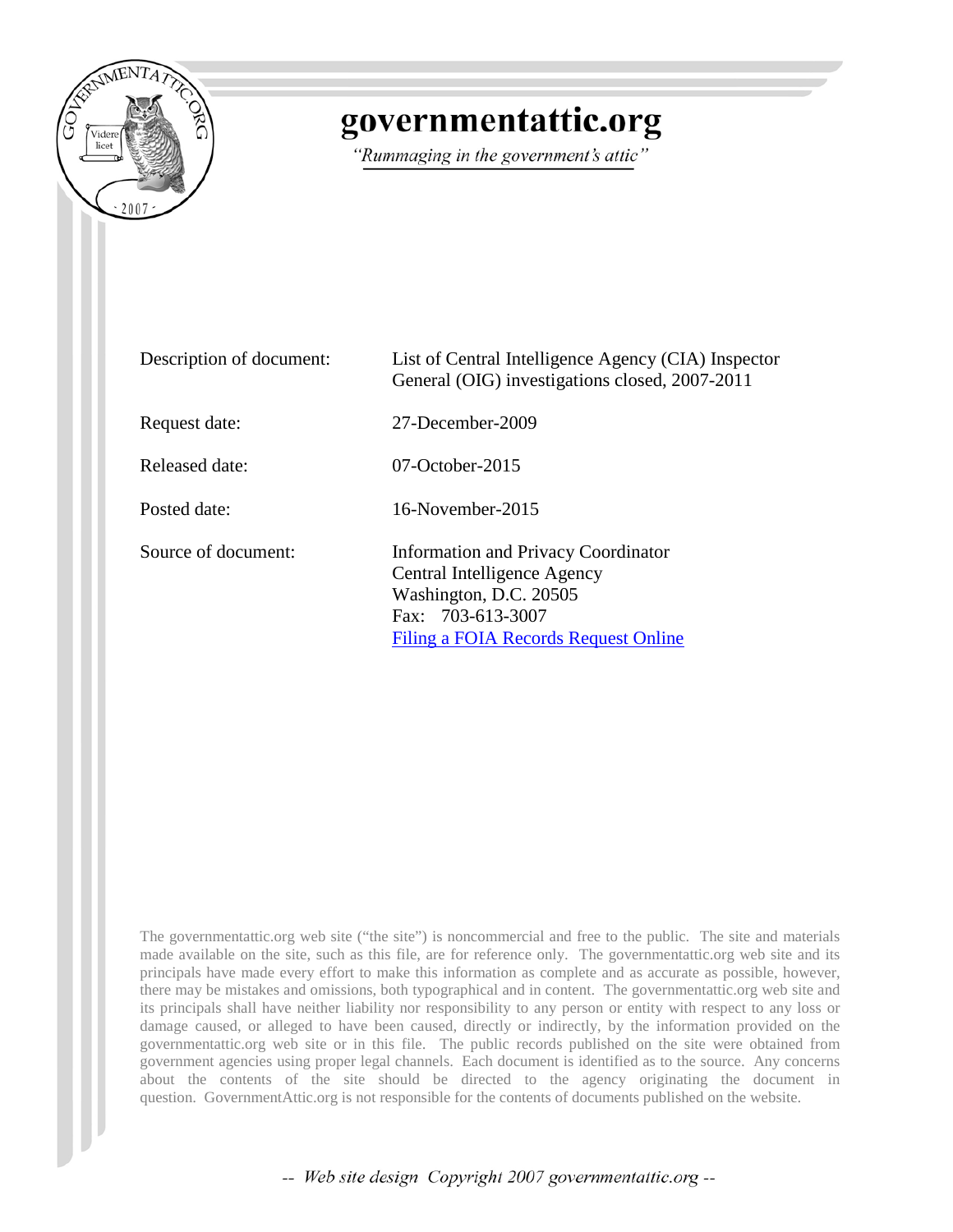# governmentattic.org

*"Rummaging in the government's attic"*

| | |
|---|---|
| Description of document: | List of Central Intelligence Agency (CIA) Inspector General (OIG) investigations closed, 2007-2011 |
| Request date: | 27-December-2009 |
| Released date: | 07-October-2015 |
| Posted date: | 16-November-2015 |
| Source of document: | Information and Privacy Coordinator<br>Central Intelligence Agency<br>Washington, D.C. 20505<br>Fax: 703-613-3007<br>[Filing a FOIA Records Request Online](#) |

The governmentattic.org web site ("the site") is noncommercial and free to the public. The site and materials made available on the site, such as this file, are for reference only. The governmentattic.org web site and its principals have made every effort to make this information as complete and as accurate as possible, however, there may be mistakes and omissions, both typographical and in content. The governmentattic.org web site and its principals shall have neither liability nor responsibility to any person or entity with respect to any loss or damage caused, or alleged to have been caused, directly or indirectly, by the information provided on the governmentattic.org web site or in this file. The public records published on the site were obtained from government agencies using proper legal channels. Each document is identified as to the source. Any concerns about the contents of the site should be directed to the agency originating the document in question. GovernmentAttic.org is not responsible for the contents of documents published on the website.

-- Web site design Copyright 2007 governmentattic.org --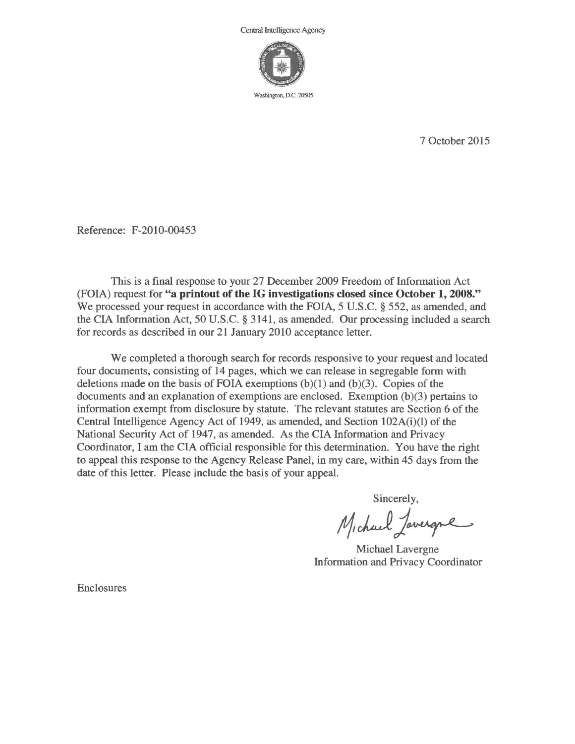Central Intelligence Agency

Washington, D.C. 20505

7 October 2015

Reference: F-2010-00453

This is a final response to your 27 December 2009 Freedom of Information Act (FOIA) request for **"a printout of the IG investigations closed since October 1, 2008."** We processed your request in accordance with the FOIA, 5 U.S.C. § 552, as amended, and the CIA Information Act, 50 U.S.C. § 3141, as amended. Our processing included a search for records as described in our 21 January 2010 acceptance letter.

We completed a thorough search for records responsive to your request and located four documents, consisting of 14 pages, which we can release in segregable form with deletions made on the basis of FOIA exemptions (b)(1) and (b)(3). Copies of the documents and an explanation of exemptions are enclosed. Exemption (b)(3) pertains to information exempt from disclosure by statute. The relevant statutes are Section 6 of the Central Intelligence Agency Act of 1949, as amended, and Section 102A(i)(l) of the National Security Act of 1947, as amended. As the CIA Information and Privacy Coordinator, I am the CIA official responsible for this determination. You have the right to appeal this response to the Agency Release Panel, in my care, within 45 days from the date of this letter. Please include the basis of your appeal.

Sincerely,

Michael Lavergne

Michael Lavergne
Information and Privacy Coordinator

Enclosures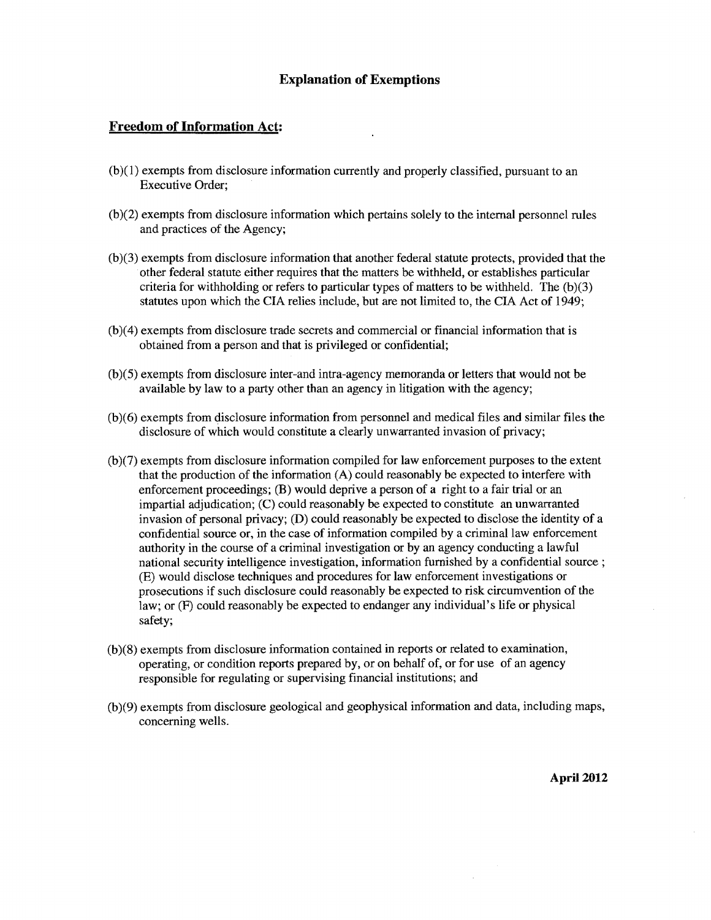## Explanation of Exemptions

### Freedom of Information Act:

(b)(1) exempts from disclosure information currently and properly classified, pursuant to an Executive Order;

(b)(2) exempts from disclosure information which pertains solely to the internal personnel rules and practices of the Agency;

(b)(3) exempts from disclosure information that another federal statute protects, provided that the other federal statute either requires that the matters be withheld, or establishes particular criteria for withholding or refers to particular types of matters to be withheld. The (b)(3) statutes upon which the CIA relies include, but are not limited to, the CIA Act of 1949;

(b)(4) exempts from disclosure trade secrets and commercial or financial information that is obtained from a person and that is privileged or confidential;

(b)(5) exempts from disclosure inter-and intra-agency memoranda or letters that would not be available by law to a party other than an agency in litigation with the agency;

(b)(6) exempts from disclosure information from personnel and medical files and similar files the disclosure of which would constitute a clearly unwarranted invasion of privacy;

(b)(7) exempts from disclosure information compiled for law enforcement purposes to the extent that the production of the information (A) could reasonably be expected to interfere with enforcement proceedings; (B) would deprive a person of a right to a fair trial or an impartial adjudication; (C) could reasonably be expected to constitute an unwarranted invasion of personal privacy; (D) could reasonably be expected to disclose the identity of a confidential source or, in the case of information compiled by a criminal law enforcement authority in the course of a criminal investigation or by an agency conducting a lawful national security intelligence investigation, information furnished by a confidential source ; (E) would disclose techniques and procedures for law enforcement investigations or prosecutions if such disclosure could reasonably be expected to risk circumvention of the law; or (F) could reasonably be expected to endanger any individual's life or physical safety;

(b)(8) exempts from disclosure information contained in reports or related to examination, operating, or condition reports prepared by, or on behalf of, or for use of an agency responsible for regulating or supervising financial institutions; and

(b)(9) exempts from disclosure geological and geophysical information and data, including maps, concerning wells.

**April 2012**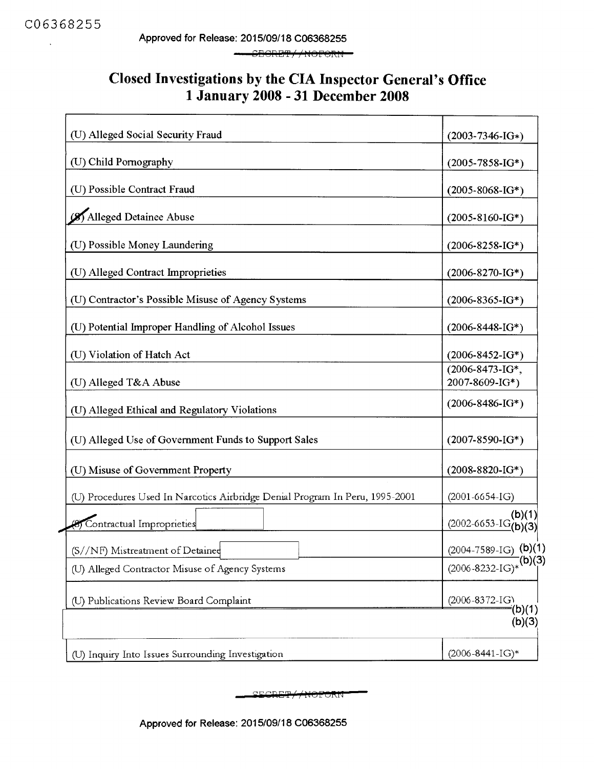C06368255

Approved for Release: 2015/09/18 C06368255

~~SECRET//NOFORN~~

# Closed Investigations by the CIA Inspector General's Office
# 1 January 2008 - 31 December 2008

| | |
|---|---|
| (U) Alleged Social Security Fraud | (2003-7346-IG*) |
| (U) Child Pornography | (2005-7858-IG*) |
| (U) Possible Contract Fraud | (2005-8068-IG*) |
| ~~(S)~~ Alleged Detainee Abuse | (2005-8160-IG*) |
| (U) Possible Money Laundering | (2006-8258-IG*) |
| (U) Alleged Contract Improprieties | (2006-8270-IG*) |
| (U) Contractor's Possible Misuse of Agency Systems | (2006-8365-IG*) |
| (U) Potential Improper Handling of Alcohol Issues | (2006-8448-IG*) |
| (U) Violation of Hatch Act | (2006-8452-IG*) |
| (U) Alleged T&A Abuse | (2006-8473-IG*, 2007-8609-IG*) |
| (U) Alleged Ethical and Regulatory Violations | (2006-8486-IG*) |
| (U) Alleged Use of Government Funds to Support Sales | (2007-8590-IG*) |
| (U) Misuse of Government Property | (2008-8820-IG*) |
| (U) Procedures Used In Narcotics Airbridge Denial Program In Peru, 1995-2001 | (2001-6654-IG) |
| ~~(S)~~ Contractual Improprieties [redacted] | (2002-6653-IG) (b)(1) (b)(3) |
| (S//NF) Mistreatment of Detainee [redacted] | (2004-7589-IG) (b)(1) (b)(3) |
| (U) Alleged Contractor Misuse of Agency Systems | (2006-8232-IG)* |
| (U) Publications Review Board Complaint | (2006-8372-IG) |
| [redacted] | (b)(1) (b)(3) |
| (U) Inquiry Into Issues Surrounding Investigation | (2006-8441-IG)* |

~~SECRET//NOFORN~~

Approved for Release: 2015/09/18 C06368255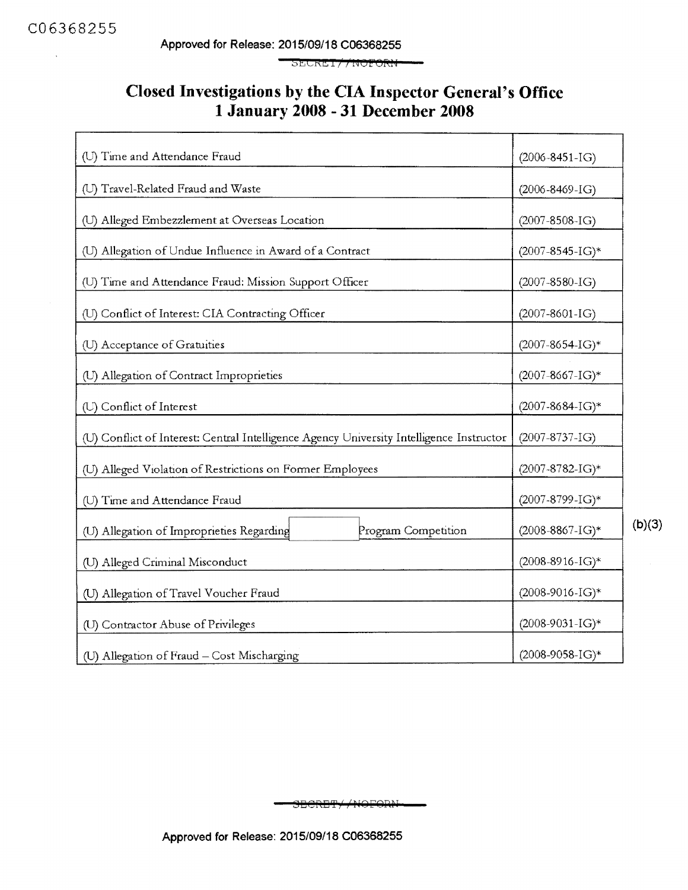C06368255

Approved for Release: 2015/09/18 C06368255

SECRET//NOFORN

# Closed Investigations by the CIA Inspector General's Office
## 1 January 2008 - 31 December 2008

| | |
|---|---|
| (U) Time and Attendance Fraud | (2006-8451-IG) |
| (U) Travel-Related Fraud and Waste | (2006-8469-IG) |
| (U) Alleged Embezzlement at Overseas Location | (2007-8508-IG) |
| (U) Allegation of Undue Influence in Award of a Contract | (2007-8545-IG)* |
| (U) Time and Attendance Fraud: Mission Support Officer | (2007-8580-IG) |
| (U) Conflict of Interest: CIA Contracting Officer | (2007-8601-IG) |
| (U) Acceptance of Gratuities | (2007-8654-IG)* |
| (U) Allegation of Contract Improprieties | (2007-8667-IG)* |
| (U) Conflict of Interest | (2007-8684-IG)* |
| (U) Conflict of Interest: Central Intelligence Agency University Intelligence Instructor | (2007-8737-IG) |
| (U) Alleged Violation of Restrictions on Former Employees | (2007-8782-IG)* |
| (U) Time and Attendance Fraud | (2007-8799-IG)* |
| (U) Allegation of Improprieties Regarding [redacted] Program Competition | (2008-8867-IG)* (b)(3) |
| (U) Alleged Criminal Misconduct | (2008-8916-IG)* |
| (U) Allegation of Travel Voucher Fraud | (2008-9016-IG)* |
| (U) Contractor Abuse of Privileges | (2008-9031-IG)* |
| (U) Allegation of Fraud – Cost Mischarging | (2008-9058-IG)* |

SECRET//NOFORN

Approved for Release: 2015/09/18 C06368255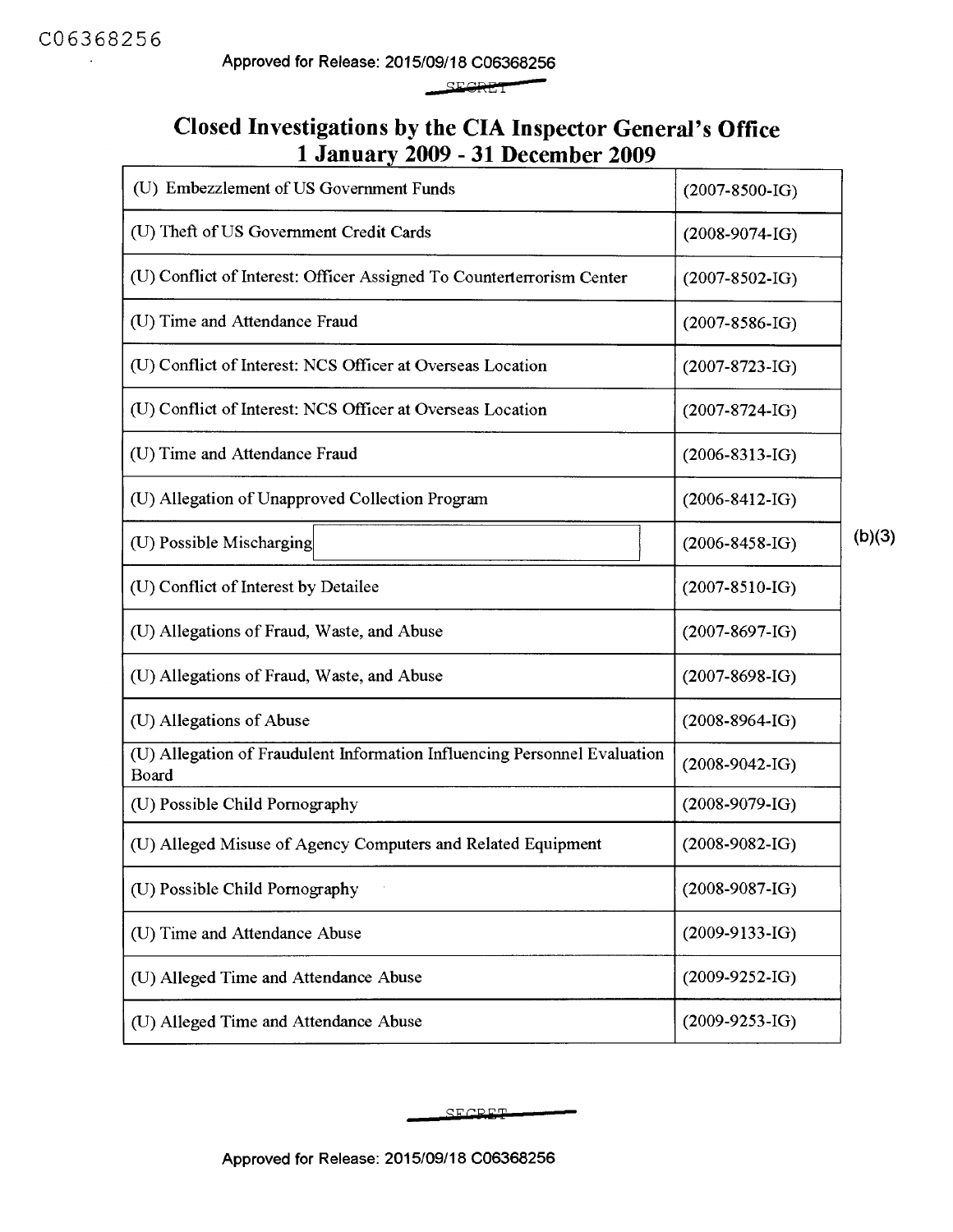SECRET

# Closed Investigations by the CIA Inspector General's Office
## 1 January 2009 - 31 December 2009

| | |
|---|---|
| (U) Embezzlement of US Government Funds | (2007-8500-IG) |
| (U) Theft of US Government Credit Cards | (2008-9074-IG) |
| (U) Conflict of Interest: Officer Assigned To Counterterrorism Center | (2007-8502-IG) |
| (U) Time and Attendance Fraud | (2007-8586-IG) |
| (U) Conflict of Interest: NCS Officer at Overseas Location | (2007-8723-IG) |
| (U) Conflict of Interest: NCS Officer at Overseas Location | (2007-8724-IG) |
| (U) Time and Attendance Fraud | (2006-8313-IG) |
| (U) Allegation of Unapproved Collection Program | (2006-8412-IG) |
| (U) Possible Mischarging [redacted] | (2006-8458-IG) (b)(3) |
| (U) Conflict of Interest by Detailee | (2007-8510-IG) |
| (U) Allegations of Fraud, Waste, and Abuse | (2007-8697-IG) |
| (U) Allegations of Fraud, Waste, and Abuse | (2007-8698-IG) |
| (U) Allegations of Abuse | (2008-8964-IG) |
| (U) Allegation of Fraudulent Information Influencing Personnel Evaluation Board | (2008-9042-IG) |
| (U) Possible Child Pornography | (2008-9079-IG) |
| (U) Alleged Misuse of Agency Computers and Related Equipment | (2008-9082-IG) |
| (U) Possible Child Pornography | (2008-9087-IG) |
| (U) Time and Attendance Abuse | (2009-9133-IG) |
| (U) Alleged Time and Attendance Abuse | (2009-9252-IG) |
| (U) Alleged Time and Attendance Abuse | (2009-9253-IG) |

SECRET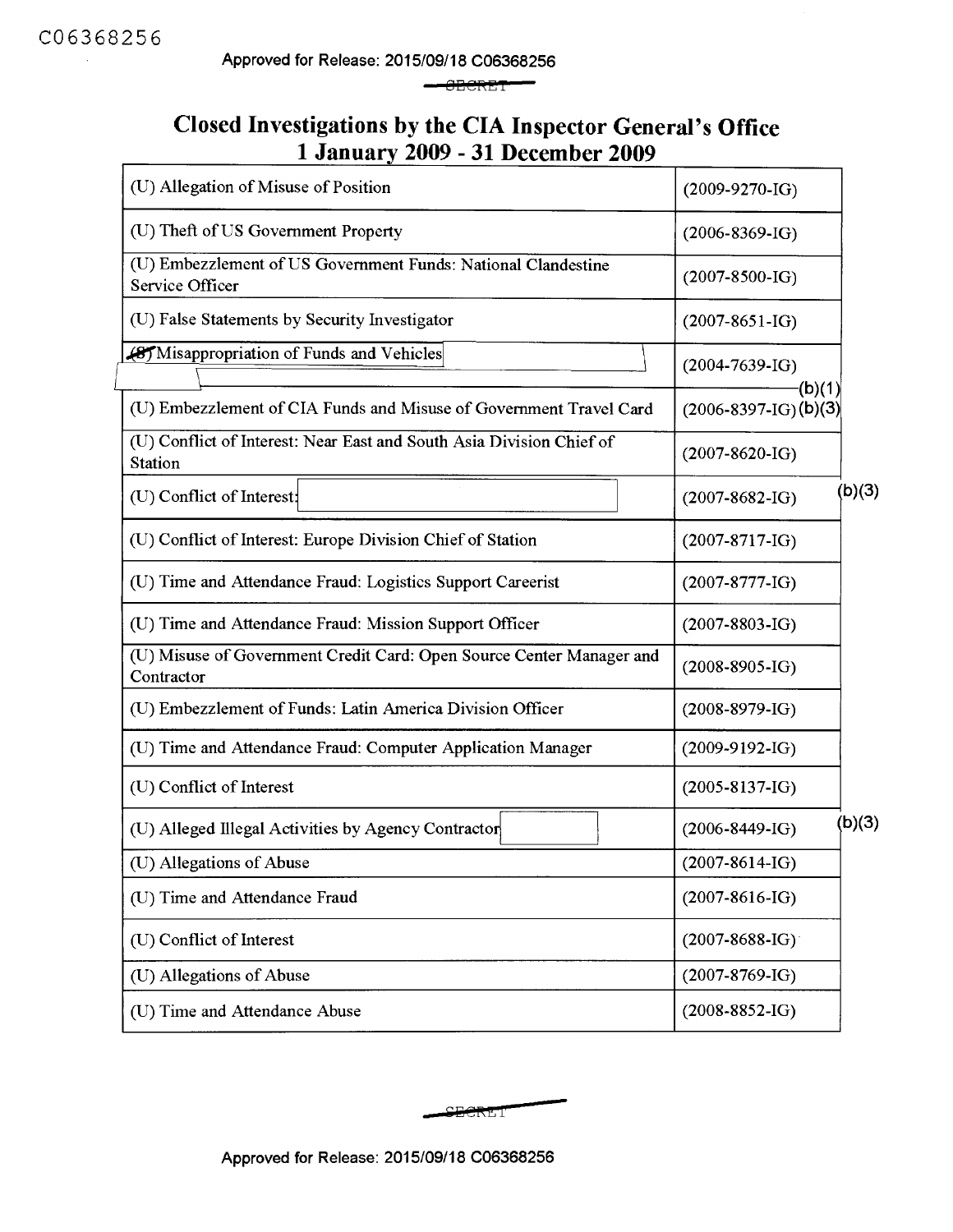C06368256

SECRET

# Closed Investigations by the CIA Inspector General's Office
## 1 January 2009 - 31 December 2009

| Investigation | Case Number |
|---|---|
| (U) Allegation of Misuse of Position | (2009-9270-IG) |
| (U) Theft of US Government Property | (2006-8369-IG) |
| (U) Embezzlement of US Government Funds: National Clandestine Service Officer | (2007-8500-IG) |
| (U) False Statements by Security Investigator | (2007-8651-IG) |
| (S) Misappropriation of Funds and Vehicles [redacted] | (2004-7639-IG) (b)(1) |
| (U) Embezzlement of CIA Funds and Misuse of Government Travel Card | (2006-8397-IG) (b)(3) |
| (U) Conflict of Interest: Near East and South Asia Division Chief of Station | (2007-8620-IG) |
| (U) Conflict of Interest: [redacted] | (2007-8682-IG) (b)(3) |
| (U) Conflict of Interest: Europe Division Chief of Station | (2007-8717-IG) |
| (U) Time and Attendance Fraud: Logistics Support Careerist | (2007-8777-IG) |
| (U) Time and Attendance Fraud: Mission Support Officer | (2007-8803-IG) |
| (U) Misuse of Government Credit Card: Open Source Center Manager and Contractor | (2008-8905-IG) |
| (U) Embezzlement of Funds: Latin America Division Officer | (2008-8979-IG) |
| (U) Time and Attendance Fraud: Computer Application Manager | (2009-9192-IG) |
| (U) Conflict of Interest | (2005-8137-IG) |
| (U) Alleged Illegal Activities by Agency Contractor [redacted] | (2006-8449-IG) (b)(3) |
| (U) Allegations of Abuse | (2007-8614-IG) |
| (U) Time and Attendance Fraud | (2007-8616-IG) |
| (U) Conflict of Interest | (2007-8688-IG) |
| (U) Allegations of Abuse | (2007-8769-IG) |
| (U) Time and Attendance Abuse | (2008-8852-IG) |

SECRET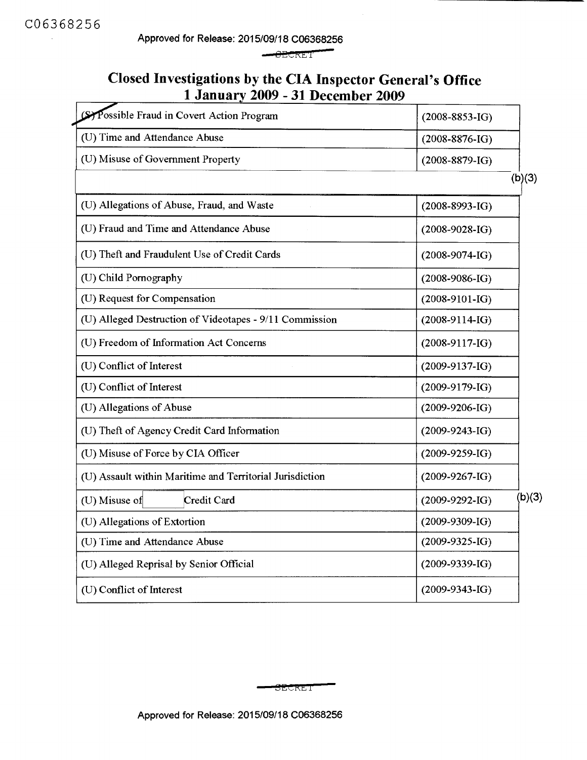# Closed Investigations by the CIA Inspector General's Office 1 January 2009 - 31 December 2009

| Investigation | Case Number |
|---|---|
| (S) Possible Fraud in Covert Action Program | (2008-8853-IG) |
| (U) Time and Attendance Abuse | (2008-8876-IG) |
| (U) Misuse of Government Property | (2008-8879-IG) |
| (b)(3) | |
| (U) Allegations of Abuse, Fraud, and Waste | (2008-8993-IG) |
| (U) Fraud and Time and Attendance Abuse | (2008-9028-IG) |
| (U) Theft and Fraudulent Use of Credit Cards | (2008-9074-IG) |
| (U) Child Pornography | (2008-9086-IG) |
| (U) Request for Compensation | (2008-9101-IG) |
| (U) Alleged Destruction of Videotapes - 9/11 Commission | (2008-9114-IG) |
| (U) Freedom of Information Act Concerns | (2008-9117-IG) |
| (U) Conflict of Interest | (2009-9137-IG) |
| (U) Conflict of Interest | (2009-9179-IG) |
| (U) Allegations of Abuse | (2009-9206-IG) |
| (U) Theft of Agency Credit Card Information | (2009-9243-IG) |
| (U) Misuse of Force by CIA Officer | (2009-9259-IG) |
| (U) Assault within Maritime and Territorial Jurisdiction | (2009-9267-IG) |
| (U) Misuse of [(b)(3)] Credit Card | (2009-9292-IG) |
| (U) Allegations of Extortion | (2009-9309-IG) |
| (U) Time and Attendance Abuse | (2009-9325-IG) |
| (U) Alleged Reprisal by Senior Official | (2009-9339-IG) |
| (U) Conflict of Interest | (2009-9343-IG) |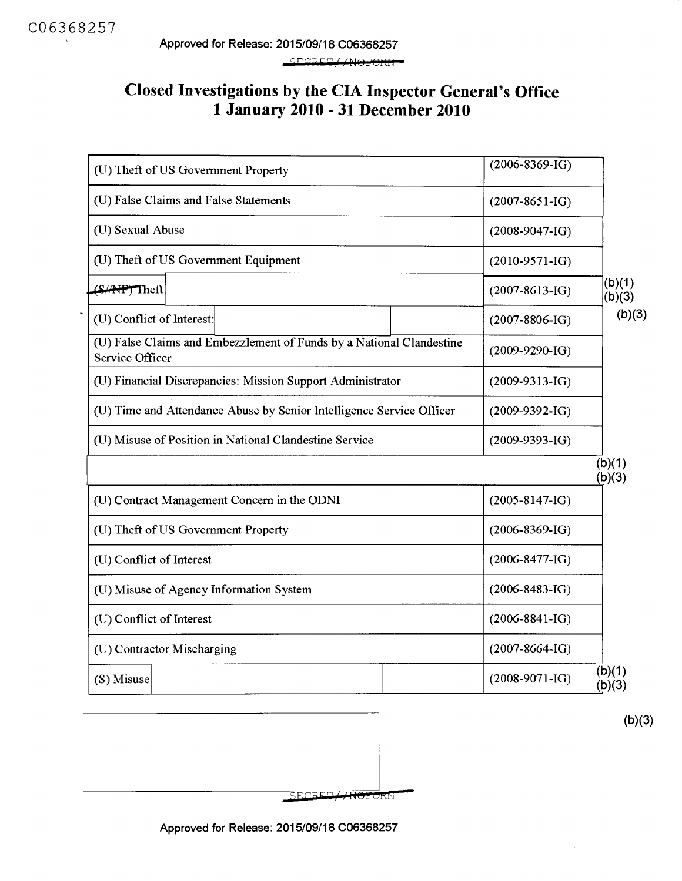C06368257

Approved for Release: 2015/09/18 C06368257

SECRET//NOFORN

# Closed Investigations by the CIA Inspector General's Office
# 1 January 2010 - 31 December 2010

| | | |
|---|---|---|
| (U) Theft of US Government Property | (2006-8369-IG) | |
| (U) False Claims and False Statements | (2007-8651-IG) | |
| (U) Sexual Abuse | (2008-9047-IG) | |
| (U) Theft of US Government Equipment | (2010-9571-IG) | |
| (S//NF) Theft | (2007-8613-IG) | (b)(1) (b)(3) |
| (U) Conflict of Interest: | (2007-8806-IG) | (b)(3) |
| (U) False Claims and Embezzlement of Funds by a National Clandestine Service Officer | (2009-9290-IG) | |
| (U) Financial Discrepancies: Mission Support Administrator | (2009-9313-IG) | |
| (U) Time and Attendance Abuse by Senior Intelligence Service Officer | (2009-9392-IG) | |
| (U) Misuse of Position in National Clandestine Service | (2009-9393-IG) | |
| | | (b)(1) (b)(3) |
| (U) Contract Management Concern in the ODNI | (2005-8147-IG) | |
| (U) Theft of US Government Property | (2006-8369-IG) | |
| (U) Conflict of Interest | (2006-8477-IG) | |
| (U) Misuse of Agency Information System | (2006-8483-IG) | |
| (U) Conflict of Interest | (2006-8841-IG) | |
| (U) Contractor Mischarging | (2007-8664-IG) | |
| (S) Misuse | (2008-9071-IG) | (b)(1) (b)(3) |

(b)(3)

SECRET//NOFORN

Approved for Release: 2015/09/18 C06368257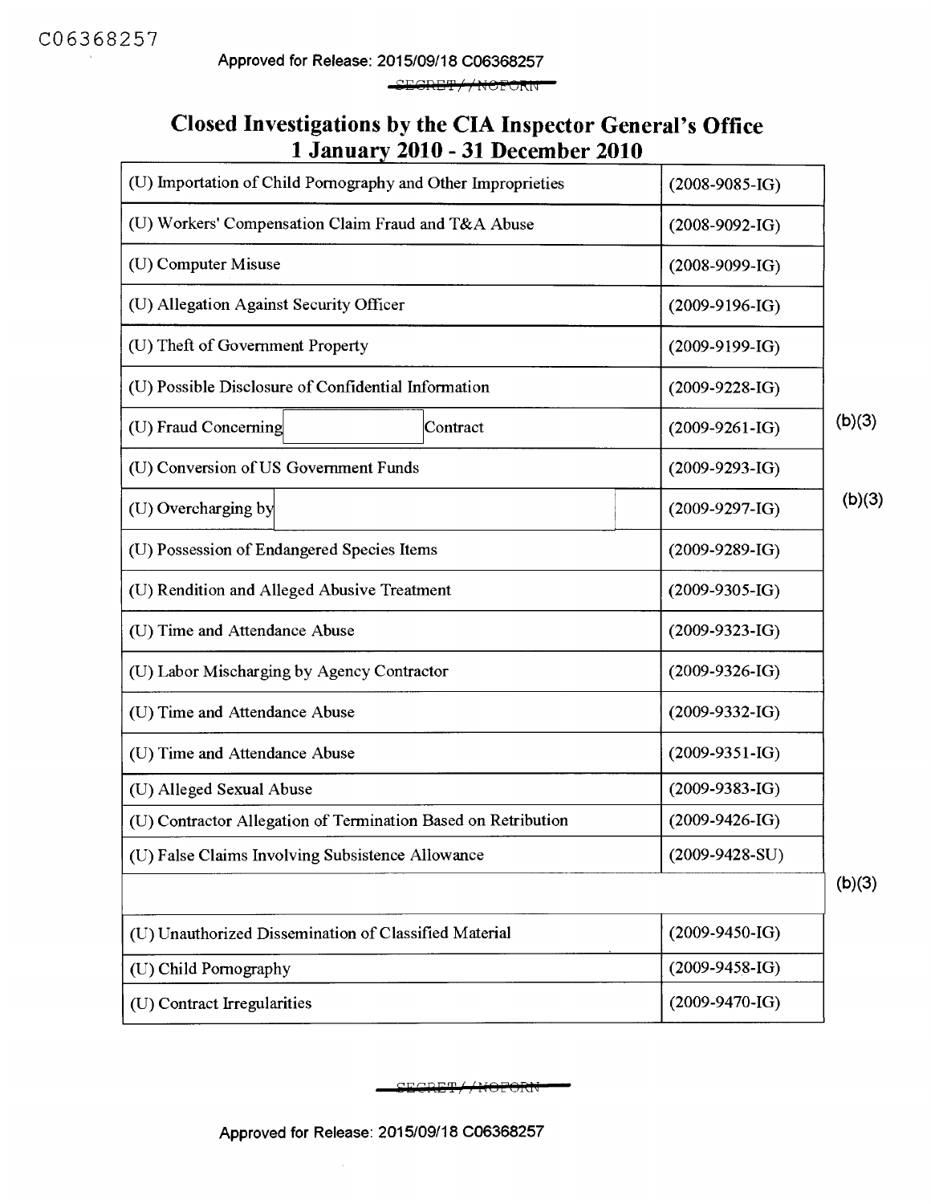C06368257

Approved for Release: 2015/09/18 C06368257

SECRET//NOFORN

# Closed Investigations by the CIA Inspector General's Office 1 January 2010 - 31 December 2010

| Investigation | Case Number | |
|---|---|---|
| (U) Importation of Child Pornography and Other Improprieties | (2008-9085-IG) | |
| (U) Workers' Compensation Claim Fraud and T&A Abuse | (2008-9092-IG) | |
| (U) Computer Misuse | (2008-9099-IG) | |
| (U) Allegation Against Security Officer | (2009-9196-IG) | |
| (U) Theft of Government Property | (2009-9199-IG) | |
| (U) Possible Disclosure of Confidential Information | (2009-9228-IG) | |
| (U) Fraud Concerning [redacted] Contract | (2009-9261-IG) | (b)(3) |
| (U) Conversion of US Government Funds | (2009-9293-IG) | |
| (U) Overcharging by [redacted] | (2009-9297-IG) | (b)(3) |
| (U) Possession of Endangered Species Items | (2009-9289-IG) | |
| (U) Rendition and Alleged Abusive Treatment | (2009-9305-IG) | |
| (U) Time and Attendance Abuse | (2009-9323-IG) | |
| (U) Labor Mischarging by Agency Contractor | (2009-9326-IG) | |
| (U) Time and Attendance Abuse | (2009-9332-IG) | |
| (U) Time and Attendance Abuse | (2009-9351-IG) | |
| (U) Alleged Sexual Abuse | (2009-9383-IG) | |
| (U) Contractor Allegation of Termination Based on Retribution | (2009-9426-IG) | |
| (U) False Claims Involving Subsistence Allowance | (2009-9428-SU) | |
| [redacted] | | (b)(3) |
| (U) Unauthorized Dissemination of Classified Material | (2009-9450-IG) | |
| (U) Child Pornography | (2009-9458-IG) | |
| (U) Contract Irregularities | (2009-9470-IG) | |

SECRET//NOFORN

Approved for Release: 2015/09/18 C06368257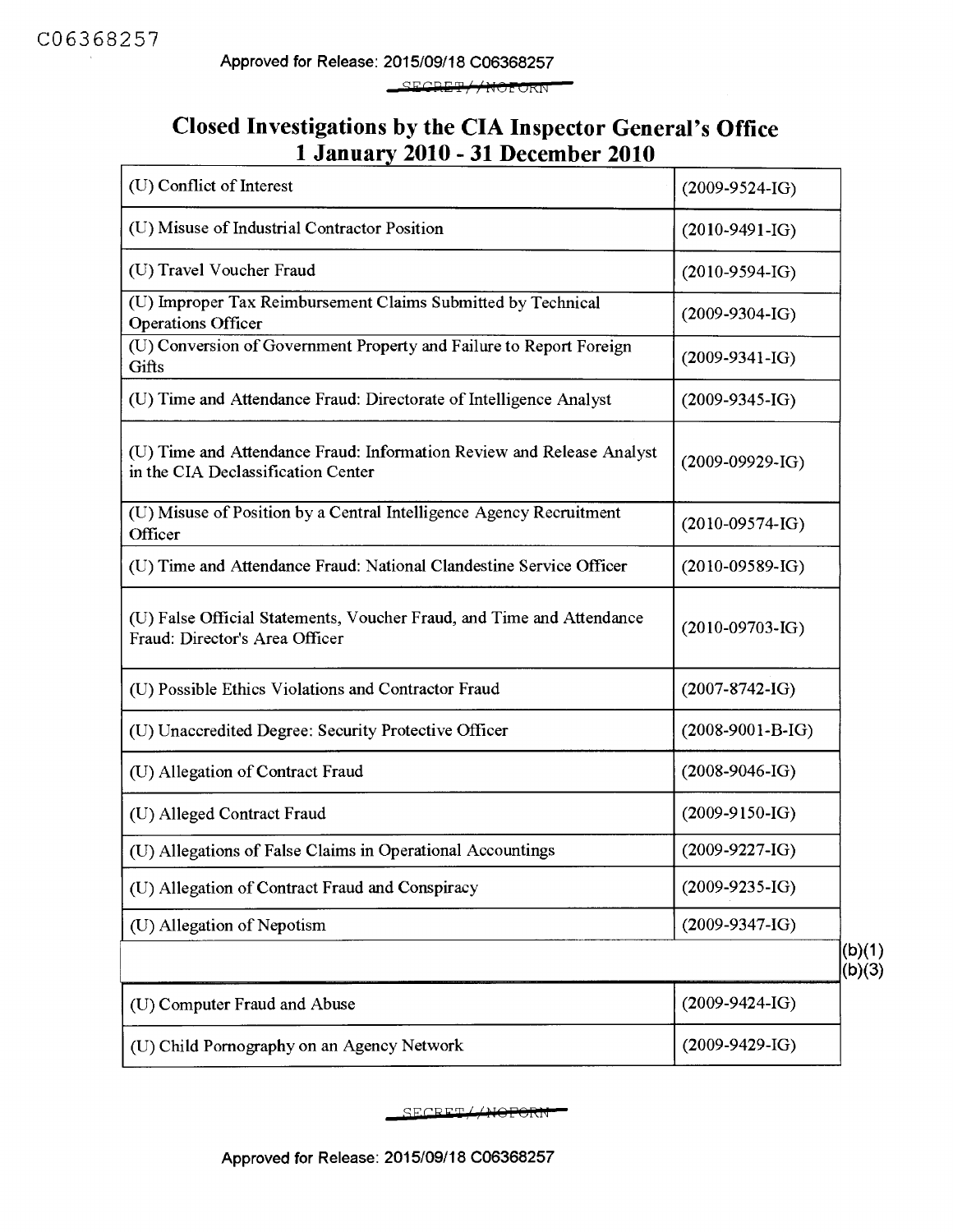# Closed Investigations by the CIA Inspector General's Office 1 January 2010 - 31 December 2010

| | |
|---|---|
| (U) Conflict of Interest | (2009-9524-IG) |
| (U) Misuse of Industrial Contractor Position | (2010-9491-IG) |
| (U) Travel Voucher Fraud | (2010-9594-IG) |
| (U) Improper Tax Reimbursement Claims Submitted by Technical Operations Officer | (2009-9304-IG) |
| (U) Conversion of Government Property and Failure to Report Foreign Gifts | (2009-9341-IG) |
| (U) Time and Attendance Fraud: Directorate of Intelligence Analyst | (2009-9345-IG) |
| (U) Time and Attendance Fraud: Information Review and Release Analyst in the CIA Declassification Center | (2009-09929-IG) |
| (U) Misuse of Position by a Central Intelligence Agency Recruitment Officer | (2010-09574-IG) |
| (U) Time and Attendance Fraud: National Clandestine Service Officer | (2010-09589-IG) |
| (U) False Official Statements, Voucher Fraud, and Time and Attendance Fraud: Director's Area Officer | (2010-09703-IG) |
| (U) Possible Ethics Violations and Contractor Fraud | (2007-8742-IG) |
| (U) Unaccredited Degree: Security Protective Officer | (2008-9001-B-IG) |
| (U) Allegation of Contract Fraud | (2008-9046-IG) |
| (U) Alleged Contract Fraud | (2009-9150-IG) |
| (U) Allegations of False Claims in Operational Accountings | (2009-9227-IG) |
| (U) Allegation of Contract Fraud and Conspiracy | (2009-9235-IG) |
| (U) Allegation of Nepotism | (2009-9347-IG) |
| | (b)(1) (b)(3) |
| (U) Computer Fraud and Abuse | (2009-9424-IG) |
| (U) Child Pornography on an Agency Network | (2009-9429-IG) |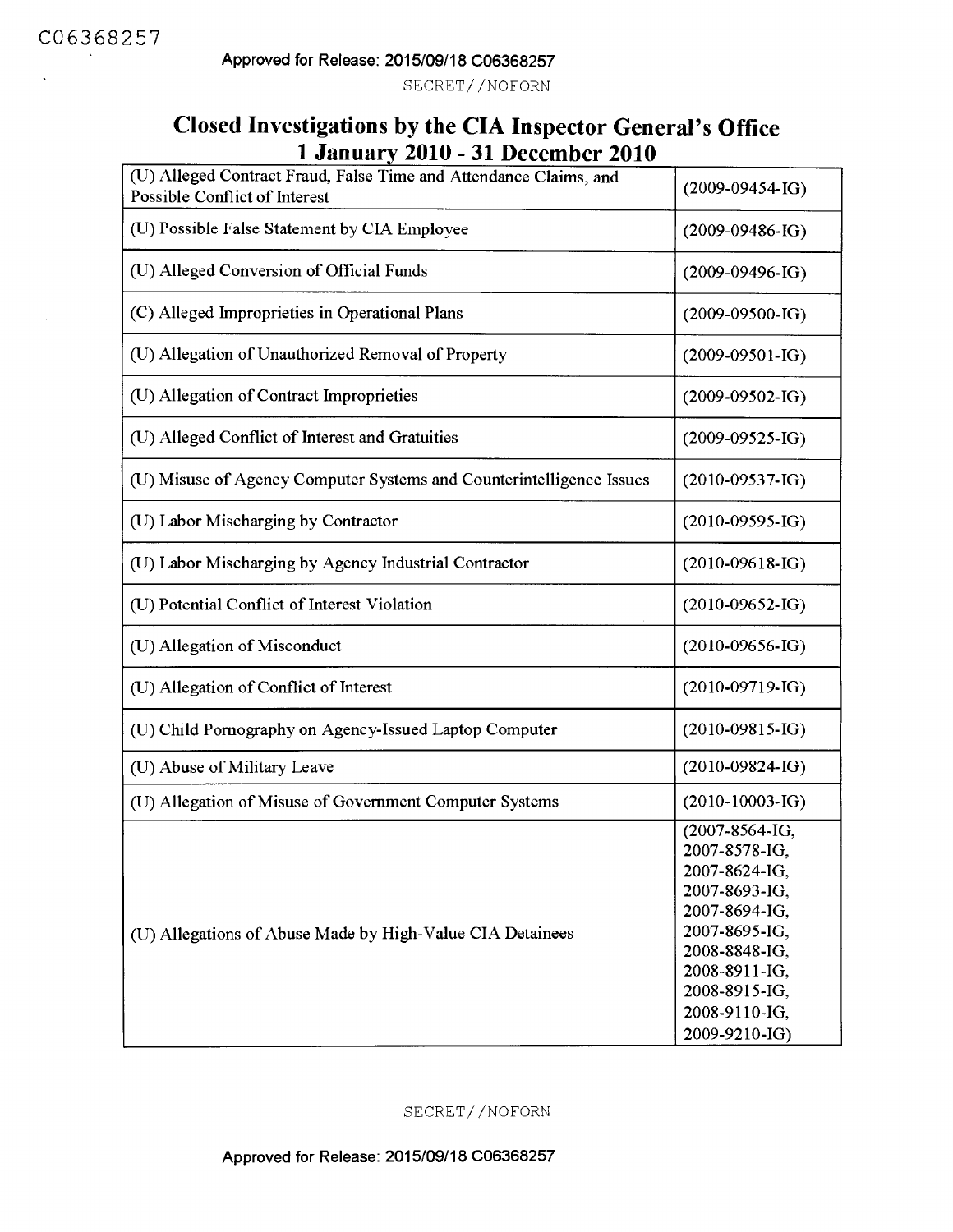# Closed Investigations by the CIA Inspector General's Office 1 January 2010 - 31 December 2010

| Investigation | Case Number |
|---|---|
| (U) Alleged Contract Fraud, False Time and Attendance Claims, and Possible Conflict of Interest | (2009-09454-IG) |
| (U) Possible False Statement by CIA Employee | (2009-09486-IG) |
| (U) Alleged Conversion of Official Funds | (2009-09496-IG) |
| (C) Alleged Improprieties in Operational Plans | (2009-09500-IG) |
| (U) Allegation of Unauthorized Removal of Property | (2009-09501-IG) |
| (U) Allegation of Contract Improprieties | (2009-09502-IG) |
| (U) Alleged Conflict of Interest and Gratuities | (2009-09525-IG) |
| (U) Misuse of Agency Computer Systems and Counterintelligence Issues | (2010-09537-IG) |
| (U) Labor Mischarging by Contractor | (2010-09595-IG) |
| (U) Labor Mischarging by Agency Industrial Contractor | (2010-09618-IG) |
| (U) Potential Conflict of Interest Violation | (2010-09652-IG) |
| (U) Allegation of Misconduct | (2010-09656-IG) |
| (U) Allegation of Conflict of Interest | (2010-09719-IG) |
| (U) Child Pornography on Agency-Issued Laptop Computer | (2010-09815-IG) |
| (U) Abuse of Military Leave | (2010-09824-IG) |
| (U) Allegation of Misuse of Government Computer Systems | (2010-10003-IG) |
| (U) Allegations of Abuse Made by High-Value CIA Detainees | (2007-8564-IG, 2007-8578-IG, 2007-8624-IG, 2007-8693-IG, 2007-8694-IG, 2007-8695-IG, 2008-8848-IG, 2008-8911-IG, 2008-8915-IG, 2008-9110-IG, 2009-9210-IG) |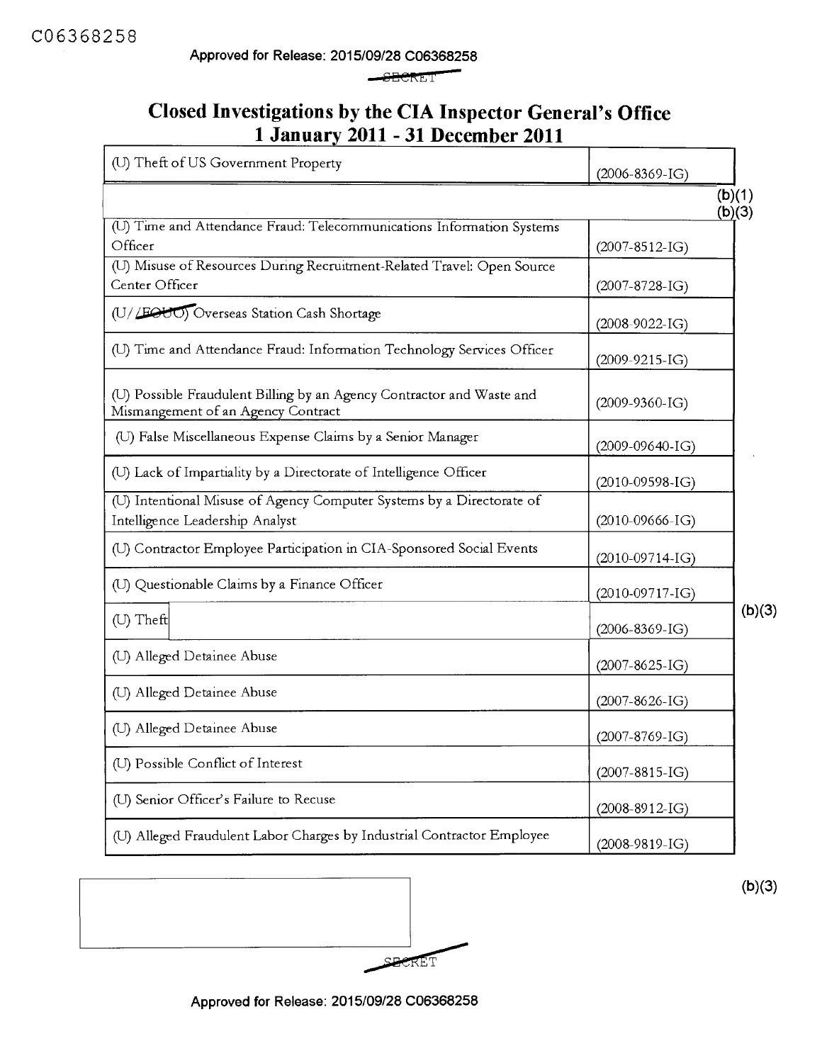C06368258

Approved for Release: 2015/09/28 C06368258

SECRET

# Closed Investigations by the CIA Inspector General's Office
## 1 January 2011 - 31 December 2011

| | | |
|---|---|---|
| (U) Theft of US Government Property | (2006-8369-IG) | |
| | | (b)(1) (b)(3) |
| (U) Time and Attendance Fraud: Telecommunications Information Systems Officer | (2007-8512-IG) | |
| (U) Misuse of Resources During Recruitment-Related Travel: Open Source Center Officer | (2007-8728-IG) | |
| (U//~~FOUO~~) Overseas Station Cash Shortage | (2008-9022-IG) | |
| (U) Time and Attendance Fraud: Information Technology Services Officer | (2009-9215-IG) | |
| (U) Possible Fraudulent Billing by an Agency Contractor and Waste and Mismangement of an Agency Contract | (2009-9360-IG) | |
| (U) False Miscellaneous Expense Claims by a Senior Manager | (2009-09640-IG) | |
| (U) Lack of Impartiality by a Directorate of Intelligence Officer | (2010-09598-IG) | |
| (U) Intentional Misuse of Agency Computer Systems by a Directorate of Intelligence Leadership Analyst | (2010-09666-IG) | |
| (U) Contractor Employee Participation in CIA-Sponsored Social Events | (2010-09714-IG) | |
| (U) Questionable Claims by a Finance Officer | (2010-09717-IG) | |
| (U) Theft | (2006-8369-IG) | (b)(3) |
| (U) Alleged Detainee Abuse | (2007-8625-IG) | |
| (U) Alleged Detainee Abuse | (2007-8626-IG) | |
| (U) Alleged Detainee Abuse | (2007-8769-IG) | |
| (U) Possible Conflict of Interest | (2007-8815-IG) | |
| (U) Senior Officer's Failure to Recuse | (2008-8912-IG) | |
| (U) Alleged Fraudulent Labor Charges by Industrial Contractor Employee | (2008-9819-IG) | |

(b)(3)

SECRET

Approved for Release: 2015/09/28 C06368258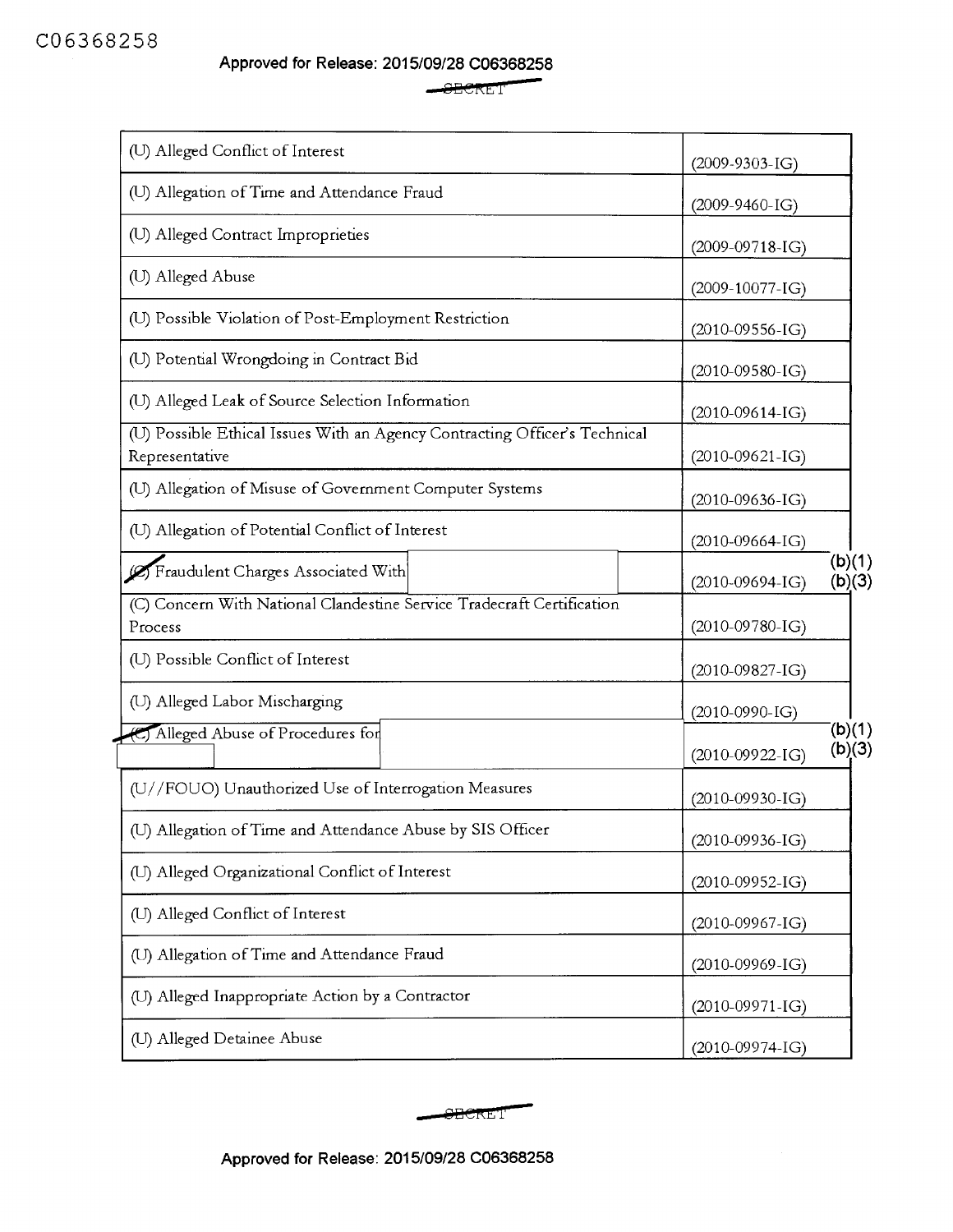SECRET

| | |
|---|---|
| (U) Alleged Conflict of Interest | (2009-9303-IG) |
| (U) Allegation of Time and Attendance Fraud | (2009-9460-IG) |
| (U) Alleged Contract Improprieties | (2009-09718-IG) |
| (U) Alleged Abuse | (2009-10077-IG) |
| (U) Possible Violation of Post-Employment Restriction | (2010-09556-IG) |
| (U) Potential Wrongdoing in Contract Bid | (2010-09580-IG) |
| (U) Alleged Leak of Source Selection Information | (2010-09614-IG) |
| (U) Possible Ethical Issues With an Agency Contracting Officer's Technical Representative | (2010-09621-IG) |
| (U) Allegation of Misuse of Government Computer Systems | (2010-09636-IG) |
| (U) Allegation of Potential Conflict of Interest | (2010-09664-IG) |
| (C) Fraudulent Charges Associated With | (2010-09694-IG) (b)(1) (b)(3) |
| (C) Concern With National Clandestine Service Tradecraft Certification Process | (2010-09780-IG) |
| (U) Possible Conflict of Interest | (2010-09827-IG) |
| (U) Alleged Labor Mischarging | (2010-0990-IG) |
| (C) Alleged Abuse of Procedures for | (2010-09922-IG) (b)(1) (b)(3) |
| (U//FOUO) Unauthorized Use of Interrogation Measures | (2010-09930-IG) |
| (U) Allegation of Time and Attendance Abuse by SIS Officer | (2010-09936-IG) |
| (U) Alleged Organizational Conflict of Interest | (2010-09952-IG) |
| (U) Alleged Conflict of Interest | (2010-09967-IG) |
| (U) Allegation of Time and Attendance Fraud | (2010-09969-IG) |
| (U) Alleged Inappropriate Action by a Contractor | (2010-09971-IG) |
| (U) Alleged Detainee Abuse | (2010-09974-IG) |

SECRET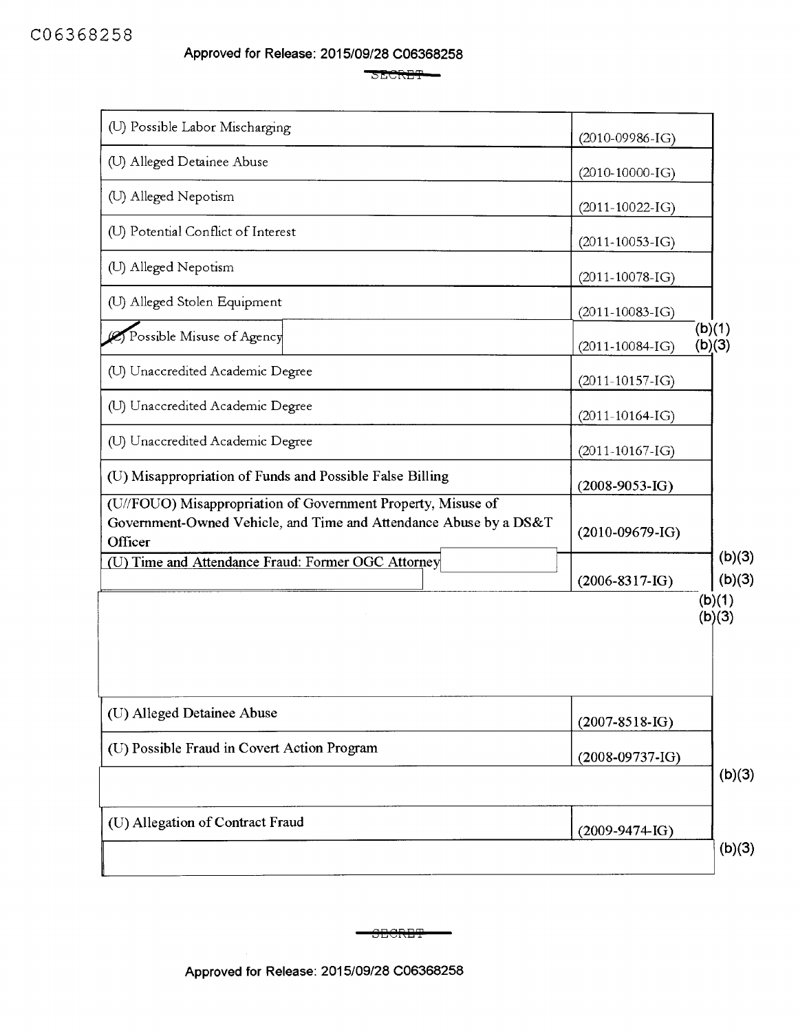| | |
|---|---|
| (U) Possible Labor Mischarging | (2010-09986-IG) |
| (U) Alleged Detainee Abuse | (2010-10000-IG) |
| (U) Alleged Nepotism | (2011-10022-IG) |
| (U) Potential Conflict of Interest | (2011-10053-IG) |
| (U) Alleged Nepotism | (2011-10078-IG) |
| (U) Alleged Stolen Equipment | (2011-10083-IG) |
| (C) Possible Misuse of Agency | (2011-10084-IG) (b)(1) (b)(3) |
| (U) Unaccredited Academic Degree | (2011-10157-IG) |
| (U) Unaccredited Academic Degree | (2011-10164-IG) |
| (U) Unaccredited Academic Degree | (2011-10167-IG) |
| (U) Misappropriation of Funds and Possible False Billing | (2008-9053-IG) |
| (U//FOUO) Misappropriation of Government Property, Misuse of Government-Owned Vehicle, and Time and Attendance Abuse by a DS&T Officer | (2010-09679-IG) |
| (U) Time and Attendance Fraud: Former OGC Attorney (b)(3) | (2006-8317-IG) (b)(3) |
| (b)(1) (b)(3) | |
| (U) Alleged Detainee Abuse | (2007-8518-IG) |
| (U) Possible Fraud in Covert Action Program | (2008-09737-IG) |
| (b)(3) | |
| (U) Allegation of Contract Fraud | (2009-9474-IG) |
| (b)(3) | |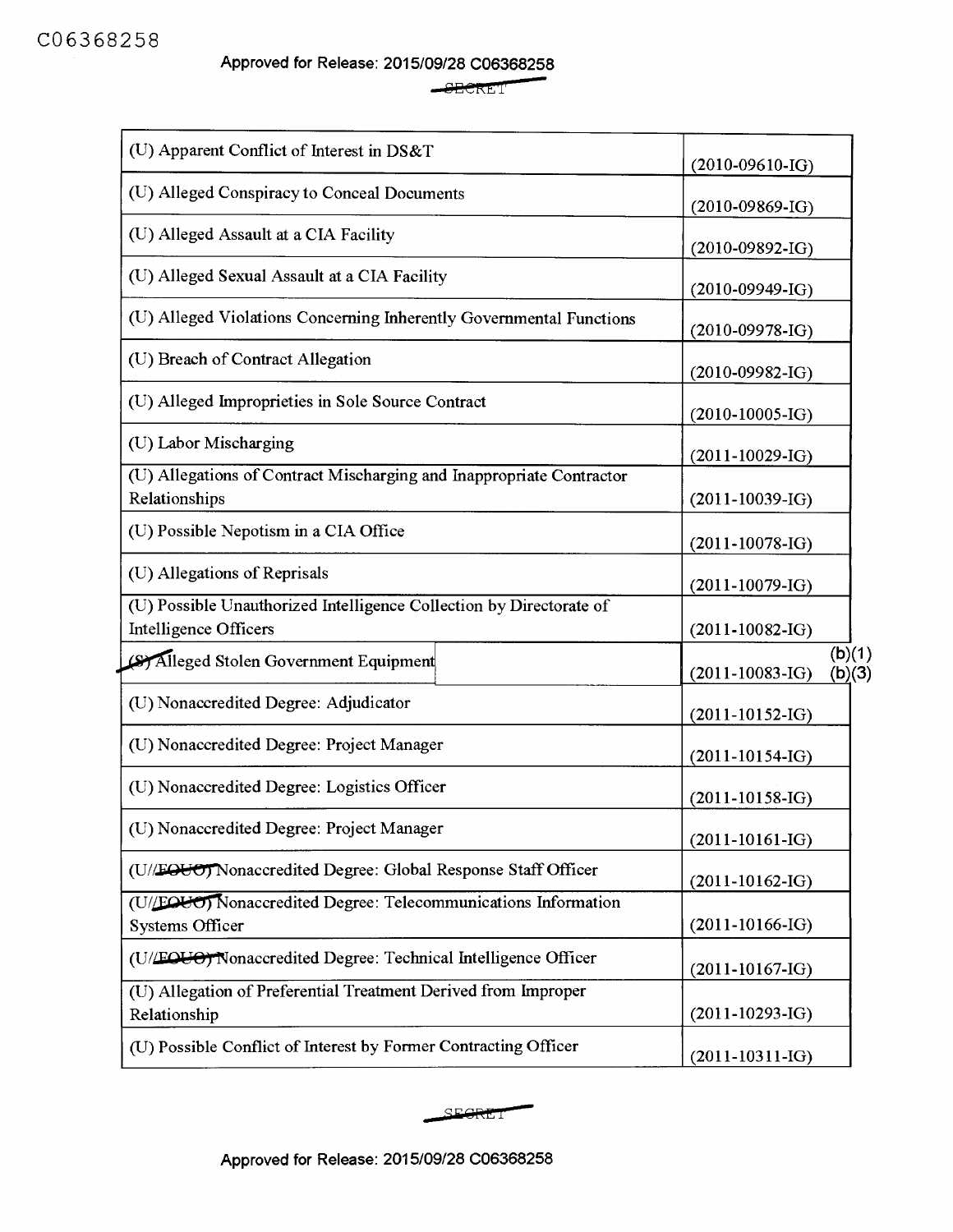SECRET

| | |
|---|---|
| (U) Apparent Conflict of Interest in DS&T | (2010-09610-IG) |
| (U) Alleged Conspiracy to Conceal Documents | (2010-09869-IG) |
| (U) Alleged Assault at a CIA Facility | (2010-09892-IG) |
| (U) Alleged Sexual Assault at a CIA Facility | (2010-09949-IG) |
| (U) Alleged Violations Concerning Inherently Governmental Functions | (2010-09978-IG) |
| (U) Breach of Contract Allegation | (2010-09982-IG) |
| (U) Alleged Improprieties in Sole Source Contract | (2010-10005-IG) |
| (U) Labor Mischarging | (2011-10029-IG) |
| (U) Allegations of Contract Mischarging and Inappropriate Contractor Relationships | (2011-10039-IG) |
| (U) Possible Nepotism in a CIA Office | (2011-10078-IG) |
| (U) Allegations of Reprisals | (2011-10079-IG) |
| (U) Possible Unauthorized Intelligence Collection by Directorate of Intelligence Officers | (2011-10082-IG) |
| (S) Alleged Stolen Government Equipment [redacted] | (2011-10083-IG) (b)(1) (b)(3) |
| (U) Nonaccredited Degree: Adjudicator | (2011-10152-IG) |
| (U) Nonaccredited Degree: Project Manager | (2011-10154-IG) |
| (U) Nonaccredited Degree: Logistics Officer | (2011-10158-IG) |
| (U) Nonaccredited Degree: Project Manager | (2011-10161-IG) |
| (U//FOUO) Nonaccredited Degree: Global Response Staff Officer | (2011-10162-IG) |
| (U//FOUO) Nonaccredited Degree: Telecommunications Information Systems Officer | (2011-10166-IG) |
| (U//FOUO) Nonaccredited Degree: Technical Intelligence Officer | (2011-10167-IG) |
| (U) Allegation of Preferential Treatment Derived from Improper Relationship | (2011-10293-IG) |
| (U) Possible Conflict of Interest by Former Contracting Officer | (2011-10311-IG) |

SECRET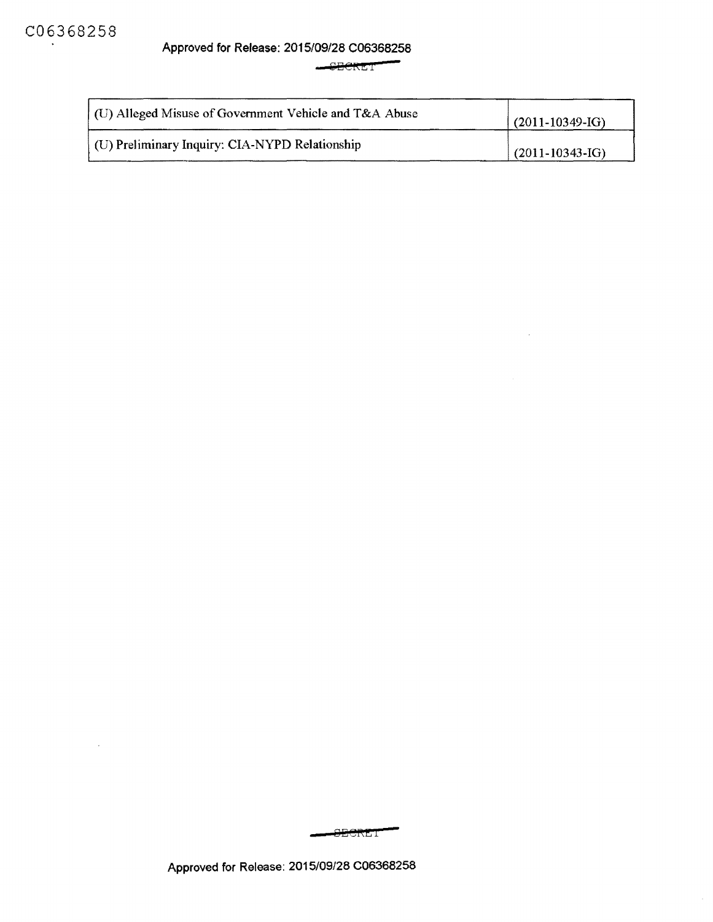| | |
|---|---|
| (U) Alleged Misuse of Government Vehicle and T&A Abuse | (2011-10349-IG) |
| (U) Preliminary Inquiry: CIA-NYPD Relationship | (2011-10343-IG) |